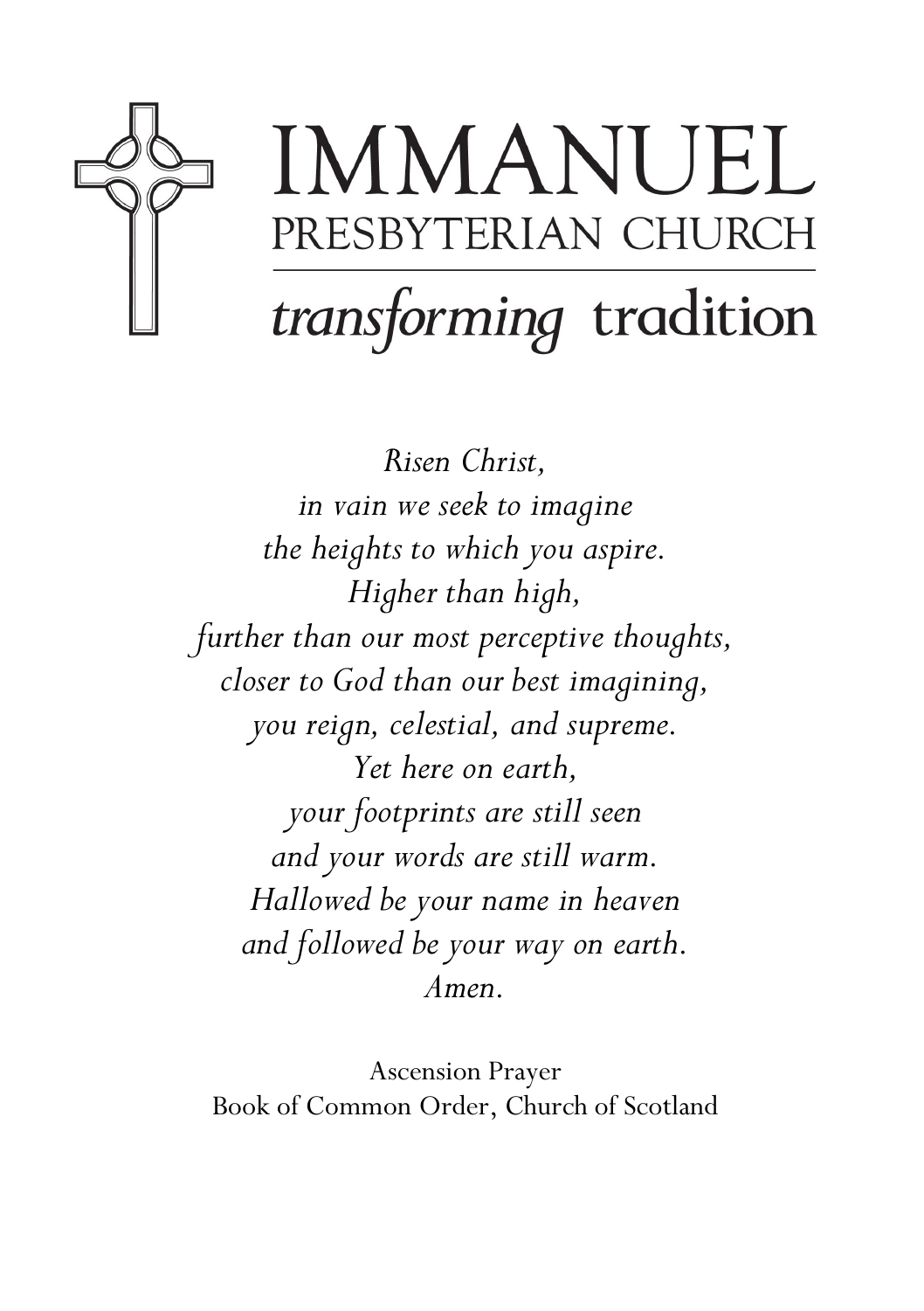# IMMANUEL
## PRESBYTERIAN CHURCH

*transforming* tradition

*Risen Christ,*
*in vain we seek to imagine*
*the heights to which you aspire.*
*Higher than high,*
*further than our most perceptive thoughts,*
*closer to God than our best imagining,*
*you reign, celestial, and supreme.*
*Yet here on earth,*
*your footprints are still seen*
*and your words are still warm.*
*Hallowed be your name in heaven*
*and followed be your way on earth.*
*Amen.*

Ascension Prayer
Book of Common Order, Church of Scotland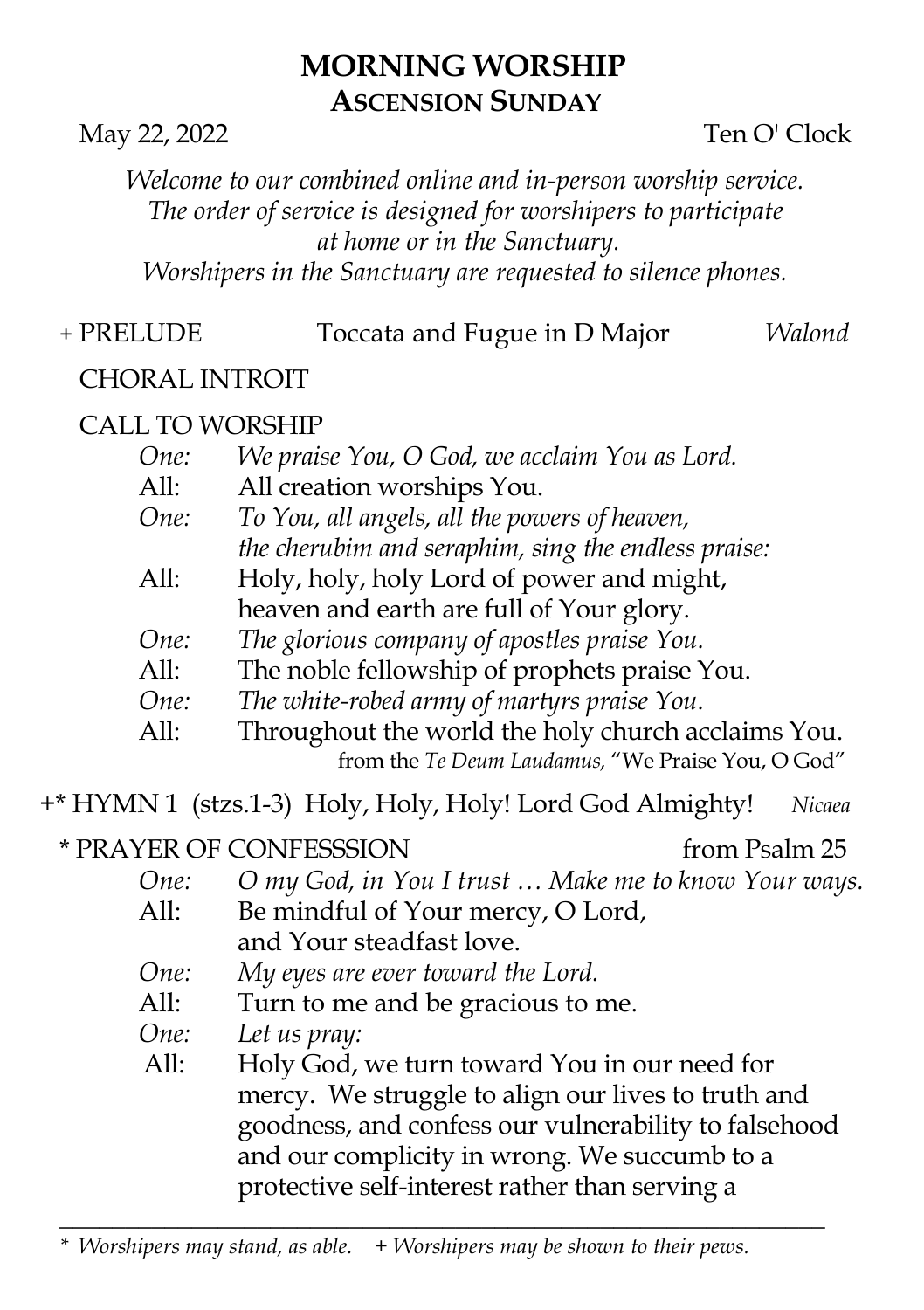# MORNING WORSHIP
## ASCENSION SUNDAY

May 22, 2022 Ten O' Clock

*Welcome to our combined online and in-person worship service.*
*The order of service is designed for worshipers to participate at home or in the Sanctuary.*
*Worshipers in the Sanctuary are requested to silence phones.*

+ PRELUDE Toccata and Fugue in D Major *Walond*

CHORAL INTROIT

CALL TO WORSHIP

*One:* *We praise You, O God, we acclaim You as Lord.*
All: All creation worships You.
*One:* *To You, all angels, all the powers of heaven, the cherubim and seraphim, sing the endless praise:*
All: Holy, holy, holy Lord of power and might, heaven and earth are full of Your glory.
*One:* *The glorious company of apostles praise You.*
All: The noble fellowship of prophets praise You.
*One:* *The white-robed army of martyrs praise You.*
All: Throughout the world the holy church acclaims You.

from the *Te Deum Laudamus,* "We Praise You, O God"

+* HYMN 1 (stzs.1-3) Holy, Holy, Holy! Lord God Almighty! *Nicaea*

* PRAYER OF CONFESSSION from Psalm 25

*One:* *O my God, in You I trust … Make me to know Your ways.*
All: Be mindful of Your mercy, O Lord, and Your steadfast love.
*One:* *My eyes are ever toward the Lord.*
All: Turn to me and be gracious to me.
*One:* *Let us pray:*
All: Holy God, we turn toward You in our need for mercy. We struggle to align our lives to truth and goodness, and confess our vulnerability to falsehood and our complicity in wrong. We succumb to a protective self-interest rather than serving a

---

* *Worshipers may stand, as able.* + *Worshipers may be shown to their pews.*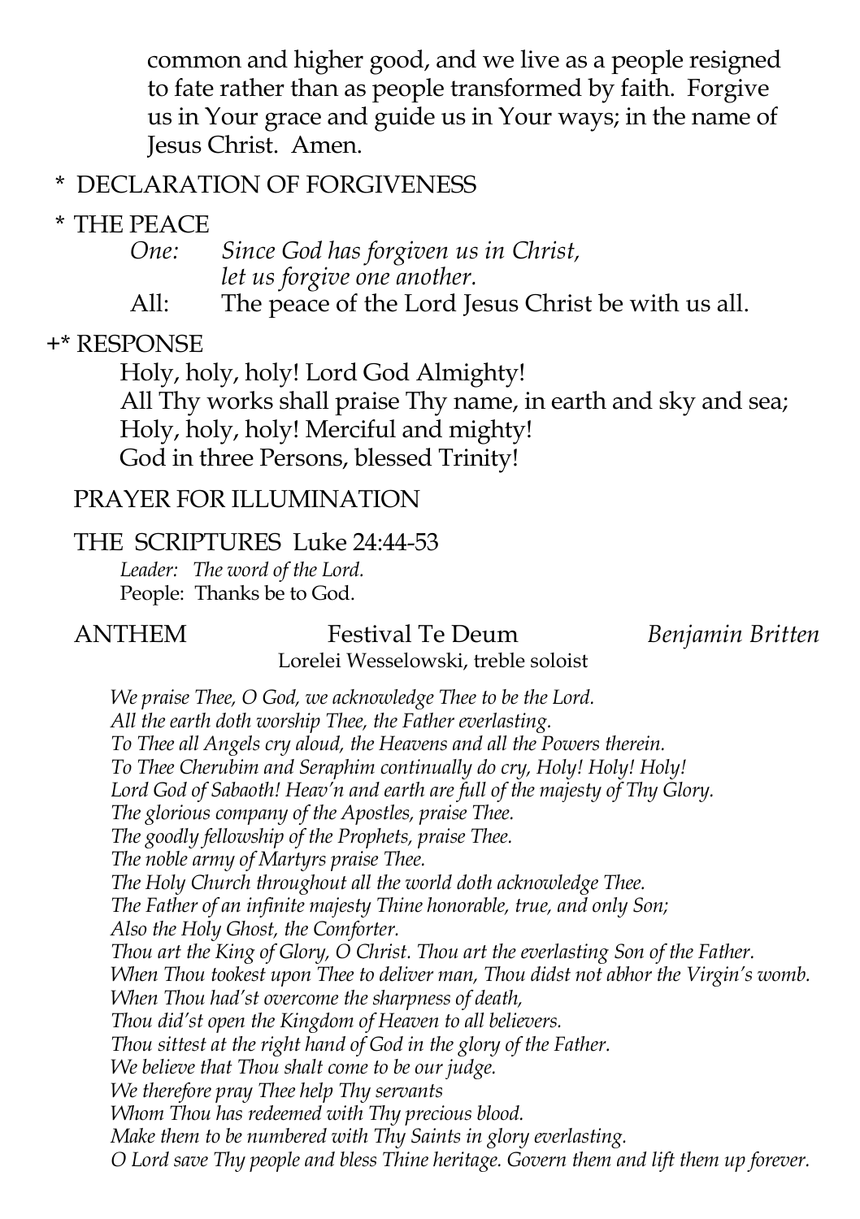common and higher good, and we live as a people resigned to fate rather than as people transformed by faith. Forgive us in Your grace and guide us in Your ways; in the name of Jesus Christ. Amen.

\* DECLARATION OF FORGIVENESS

\* THE PEACE

*One:* *Since God has forgiven us in Christ, let us forgive one another.*

All: The peace of the Lord Jesus Christ be with us all.

+\* RESPONSE

Holy, holy, holy! Lord God Almighty!
All Thy works shall praise Thy name, in earth and sky and sea;
Holy, holy, holy! Merciful and mighty!
God in three Persons, blessed Trinity!

PRAYER FOR ILLUMINATION

THE SCRIPTURES Luke 24:44-53

*Leader: The word of the Lord.*
People: Thanks be to God.

ANTHEM Festival Te Deum *Benjamin Britten*
Lorelei Wesselowski, treble soloist

*We praise Thee, O God, we acknowledge Thee to be the Lord.*
*All the earth doth worship Thee, the Father everlasting.*
*To Thee all Angels cry aloud, the Heavens and all the Powers therein.*
*To Thee Cherubim and Seraphim continually do cry, Holy! Holy! Holy!*
*Lord God of Sabaoth! Heav'n and earth are full of the majesty of Thy Glory.*
*The glorious company of the Apostles, praise Thee.*
*The goodly fellowship of the Prophets, praise Thee.*
*The noble army of Martyrs praise Thee.*
*The Holy Church throughout all the world doth acknowledge Thee.*
*The Father of an infinite majesty Thine honorable, true, and only Son;*
*Also the Holy Ghost, the Comforter.*
*Thou art the King of Glory, O Christ. Thou art the everlasting Son of the Father.*
*When Thou tookest upon Thee to deliver man, Thou didst not abhor the Virgin's womb.*
*When Thou had'st overcome the sharpness of death,*
*Thou did'st open the Kingdom of Heaven to all believers.*
*Thou sittest at the right hand of God in the glory of the Father.*
*We believe that Thou shalt come to be our judge.*
*We therefore pray Thee help Thy servants*
*Whom Thou has redeemed with Thy precious blood.*
*Make them to be numbered with Thy Saints in glory everlasting.*
*O Lord save Thy people and bless Thine heritage. Govern them and lift them up forever.*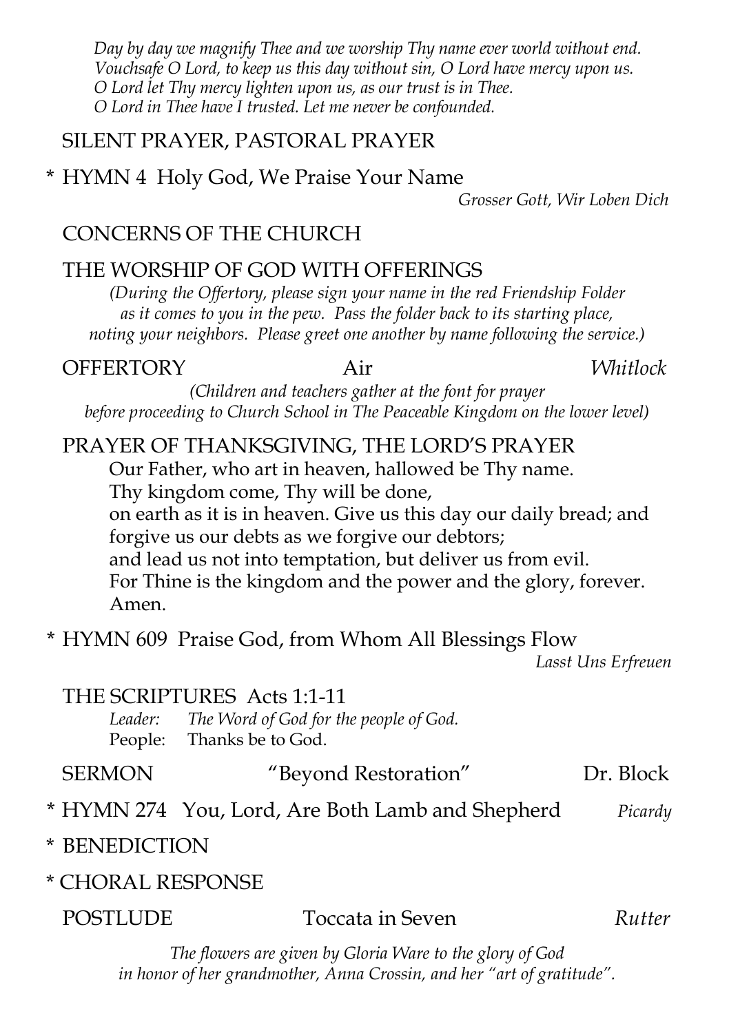*Day by day we magnify Thee and we worship Thy name ever world without end.*
*Vouchsafe O Lord, to keep us this day without sin, O Lord have mercy upon us.*
*O Lord let Thy mercy lighten upon us, as our trust is in Thee.*
*O Lord in Thee have I trusted. Let me never be confounded.*

SILENT PRAYER, PASTORAL PRAYER

\* HYMN 4 Holy God, We Praise Your Name — *Grosser Gott, Wir Loben Dich*

CONCERNS OF THE CHURCH

THE WORSHIP OF GOD WITH OFFERINGS

*(During the Offertory, please sign your name in the red Friendship Folder as it comes to you in the pew. Pass the folder back to its starting place, noting your neighbors. Please greet one another by name following the service.)*

OFFERTORY — Air — *Whitlock*

*(Children and teachers gather at the font for prayer before proceeding to Church School in The Peaceable Kingdom on the lower level)*

PRAYER OF THANKSGIVING, THE LORD'S PRAYER

Our Father, who art in heaven, hallowed be Thy name.
Thy kingdom come, Thy will be done,
on earth as it is in heaven. Give us this day our daily bread; and forgive us our debts as we forgive our debtors;
and lead us not into temptation, but deliver us from evil.
For Thine is the kingdom and the power and the glory, forever.
Amen.

\* HYMN 609 Praise God, from Whom All Blessings Flow — *Lasst Uns Erfreuen*

THE SCRIPTURES Acts 1:1-11

*Leader:* *The Word of God for the people of God.*
People: Thanks be to God.

SERMON — "Beyond Restoration" — Dr. Block

\* HYMN 274 You, Lord, Are Both Lamb and Shepherd — *Picardy*

\* BENEDICTION

\* CHORAL RESPONSE

POSTLUDE — Toccata in Seven — *Rutter*

*The flowers are given by Gloria Ware to the glory of God in honor of her grandmother, Anna Crossin, and her "art of gratitude".*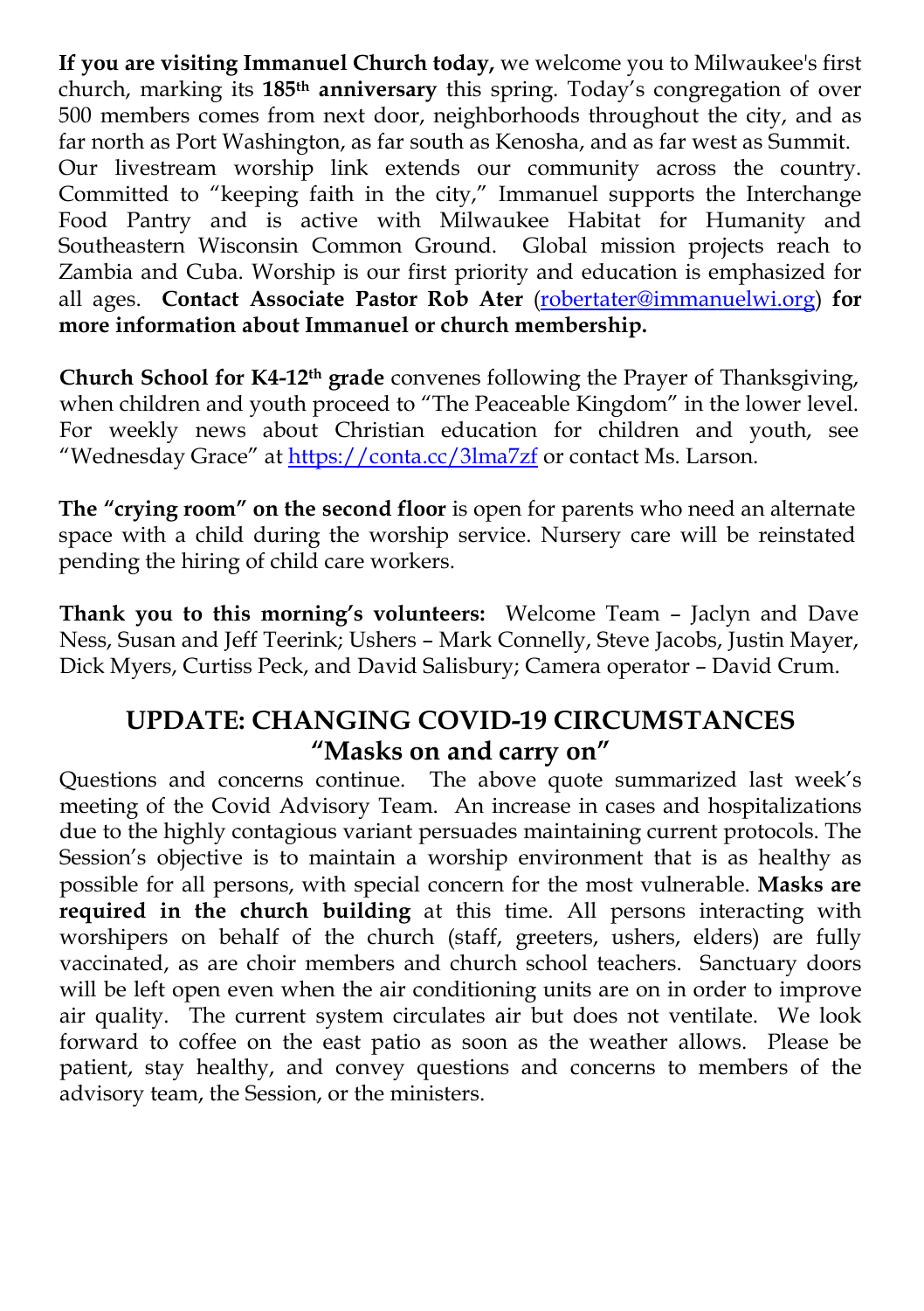**If you are visiting Immanuel Church today,** we welcome you to Milwaukee's first church, marking its **185th anniversary** this spring. Today's congregation of over 500 members comes from next door, neighborhoods throughout the city, and as far north as Port Washington, as far south as Kenosha, and as far west as Summit. Our livestream worship link extends our community across the country. Committed to "keeping faith in the city," Immanuel supports the Interchange Food Pantry and is active with Milwaukee Habitat for Humanity and Southeastern Wisconsin Common Ground. Global mission projects reach to Zambia and Cuba. Worship is our first priority and education is emphasized for all ages. **Contact Associate Pastor Rob Ater** (robertater@immanuelwi.org) **for more information about Immanuel or church membership.**

**Church School for K4-12th grade** convenes following the Prayer of Thanksgiving, when children and youth proceed to "The Peaceable Kingdom" in the lower level. For weekly news about Christian education for children and youth, see "Wednesday Grace" at https://conta.cc/3lma7zf or contact Ms. Larson.

**The "crying room" on the second floor** is open for parents who need an alternate space with a child during the worship service. Nursery care will be reinstated pending the hiring of child care workers.

**Thank you to this morning's volunteers:** Welcome Team – Jaclyn and Dave Ness, Susan and Jeff Teerink; Ushers – Mark Connelly, Steve Jacobs, Justin Mayer, Dick Myers, Curtiss Peck, and David Salisbury; Camera operator – David Crum.

## UPDATE: CHANGING COVID-19 CIRCUMSTANCES
## "Masks on and carry on"

Questions and concerns continue. The above quote summarized last week's meeting of the Covid Advisory Team. An increase in cases and hospitalizations due to the highly contagious variant persuades maintaining current protocols. The Session's objective is to maintain a worship environment that is as healthy as possible for all persons, with special concern for the most vulnerable. **Masks are required in the church building** at this time. All persons interacting with worshipers on behalf of the church (staff, greeters, ushers, elders) are fully vaccinated, as are choir members and church school teachers. Sanctuary doors will be left open even when the air conditioning units are on in order to improve air quality. The current system circulates air but does not ventilate. We look forward to coffee on the east patio as soon as the weather allows. Please be patient, stay healthy, and convey questions and concerns to members of the advisory team, the Session, or the ministers.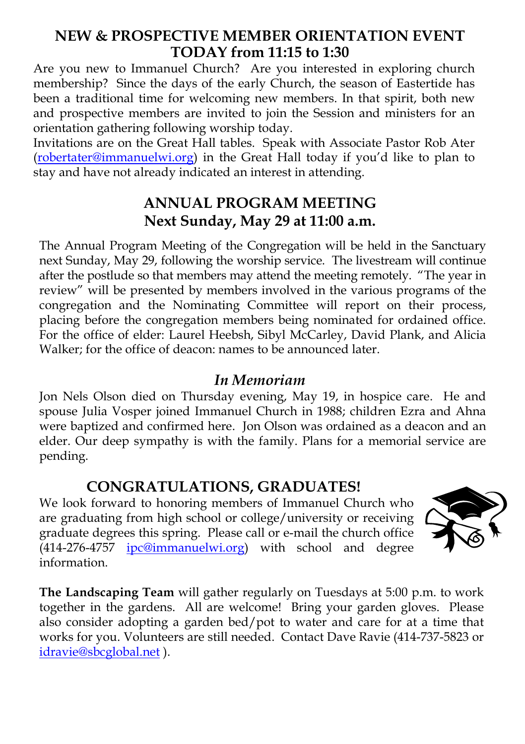## NEW & PROSPECTIVE MEMBER ORIENTATION EVENT TODAY from 11:15 to 1:30

Are you new to Immanuel Church? Are you interested in exploring church membership? Since the days of the early Church, the season of Eastertide has been a traditional time for welcoming new members. In that spirit, both new and prospective members are invited to join the Session and ministers for an orientation gathering following worship today.

Invitations are on the Great Hall tables. Speak with Associate Pastor Rob Ater (robertater@immanuelwi.org) in the Great Hall today if you'd like to plan to stay and have not already indicated an interest in attending.

## ANNUAL PROGRAM MEETING Next Sunday, May 29 at 11:00 a.m.

The Annual Program Meeting of the Congregation will be held in the Sanctuary next Sunday, May 29, following the worship service. The livestream will continue after the postlude so that members may attend the meeting remotely. "The year in review" will be presented by members involved in the various programs of the congregation and the Nominating Committee will report on their process, placing before the congregation members being nominated for ordained office. For the office of elder: Laurel Heebsh, Sibyl McCarley, David Plank, and Alicia Walker; for the office of deacon: names to be announced later.

## *In Memoriam*

Jon Nels Olson died on Thursday evening, May 19, in hospice care. He and spouse Julia Vosper joined Immanuel Church in 1988; children Ezra and Ahna were baptized and confirmed here. Jon Olson was ordained as a deacon and an elder. Our deep sympathy is with the family. Plans for a memorial service are pending.

## CONGRATULATIONS, GRADUATES!

We look forward to honoring members of Immanuel Church who are graduating from high school or college/university or receiving graduate degrees this spring. Please call or e-mail the church office (414-276-4757 ipc@immanuelwi.org) with school and degree information.

**The Landscaping Team** will gather regularly on Tuesdays at 5:00 p.m. to work together in the gardens. All are welcome! Bring your garden gloves. Please also consider adopting a garden bed/pot to water and care for at a time that works for you. Volunteers are still needed. Contact Dave Ravie (414-737-5823 or idravie@sbcglobal.net ).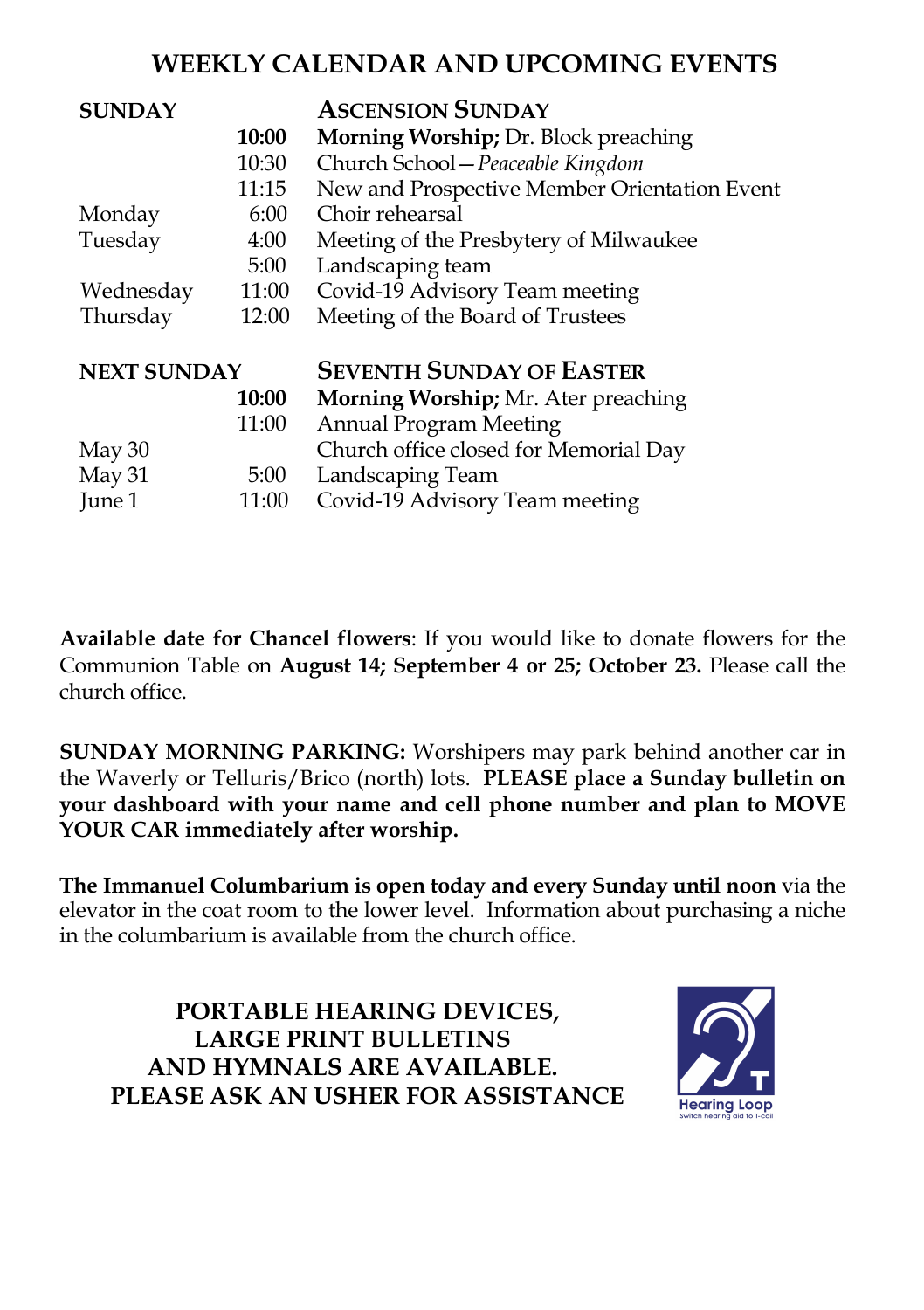# WEEKLY CALENDAR AND UPCOMING EVENTS

| | | |
|---|---|---|
| **SUNDAY** | | **ASCENSION SUNDAY** |
| | **10:00** | **Morning Worship;** Dr. Block preaching |
| | 10:30 | Church School—*Peaceable Kingdom* |
| | 11:15 | New and Prospective Member Orientation Event |
| Monday | 6:00 | Choir rehearsal |
| Tuesday | 4:00 | Meeting of the Presbytery of Milwaukee |
| | 5:00 | Landscaping team |
| Wednesday | 11:00 | Covid-19 Advisory Team meeting |
| Thursday | 12:00 | Meeting of the Board of Trustees |

| | | |
|---|---|---|
| **NEXT SUNDAY** | | **SEVENTH SUNDAY OF EASTER** |
| | **10:00** | **Morning Worship;** Mr. Ater preaching |
| | 11:00 | Annual Program Meeting |
| May 30 | | Church office closed for Memorial Day |
| May 31 | 5:00 | Landscaping Team |
| June 1 | 11:00 | Covid-19 Advisory Team meeting |

**Available date for Chancel flowers**: If you would like to donate flowers for the Communion Table on **August 14; September 4 or 25; October 23.** Please call the church office.

**SUNDAY MORNING PARKING:** Worshipers may park behind another car in the Waverly or Telluris/Brico (north) lots. **PLEASE place a Sunday bulletin on your dashboard with your name and cell phone number and plan to MOVE YOUR CAR immediately after worship.**

**The Immanuel Columbarium is open today and every Sunday until noon** via the elevator in the coat room to the lower level. Information about purchasing a niche in the columbarium is available from the church office.

**PORTABLE HEARING DEVICES,
LARGE PRINT BULLETINS
AND HYMNALS ARE AVAILABLE.
PLEASE ASK AN USHER FOR ASSISTANCE**

Hearing Loop
Switch hearing aid to T-coil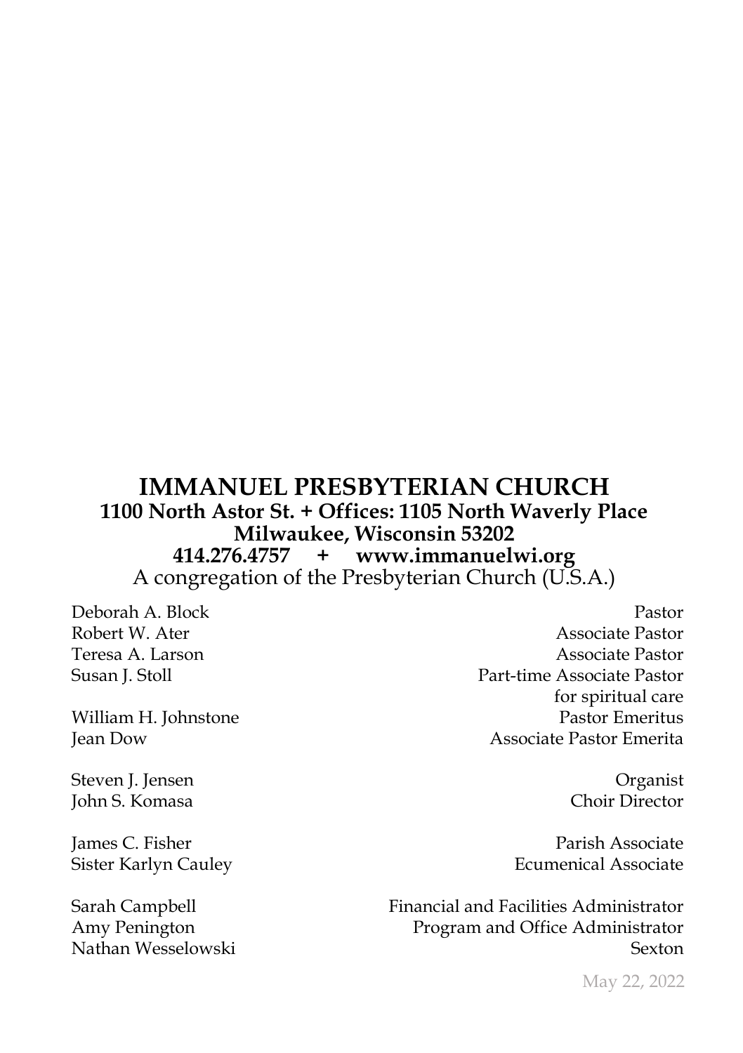# IMMANUEL PRESBYTERIAN CHURCH

**1100 North Astor St. + Offices: 1105 North Waverly Place**
**Milwaukee, Wisconsin 53202**
**414.276.4757 + www.immanuelwi.org**

A congregation of the Presbyterian Church (U.S.A.)

| | |
|---|---|
| Deborah A. Block | Pastor |
| Robert W. Ater | Associate Pastor |
| Teresa A. Larson | Associate Pastor |
| Susan J. Stoll | Part-time Associate Pastor for spiritual care |
| William H. Johnstone | Pastor Emeritus |
| Jean Dow | Associate Pastor Emerita |
| Steven J. Jensen | Organist |
| John S. Komasa | Choir Director |
| James C. Fisher | Parish Associate |
| Sister Karlyn Cauley | Ecumenical Associate |
| Sarah Campbell | Financial and Facilities Administrator |
| Amy Penington | Program and Office Administrator |
| Nathan Wesselowski | Sexton |

May 22, 2022